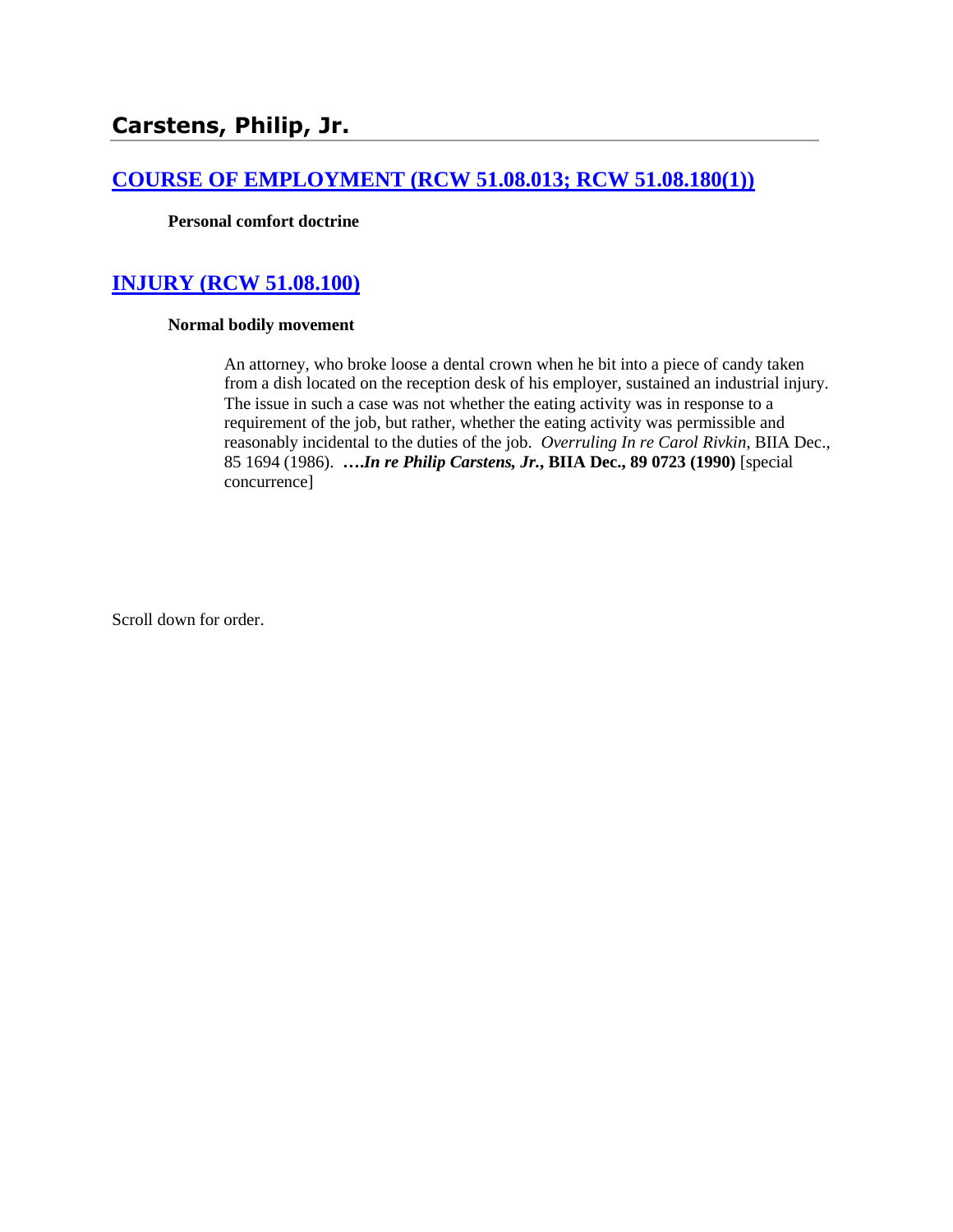## Carstens, Philip, Jr.

### [COURSE OF EMPLOYMENT (RCW 51.08.013; RCW 51.08.180(1))]

**Personal comfort doctrine**

### [INJURY (RCW 51.08.100)]

**Normal bodily movement**

> An attorney, who broke loose a dental crown when he bit into a piece of candy taken from a dish located on the reception desk of his employer, sustained an industrial injury. The issue in such a case was not whether the eating activity was in response to a requirement of the job, but rather, whether the eating activity was permissible and reasonably incidental to the duties of the job. *Overruling In re Carol Rivkin*, BIIA Dec., 85 1694 (1986). ***….In re Philip Carstens, Jr.*, BIIA Dec., 89 0723 (1990)** [special concurrence]

Scroll down for order.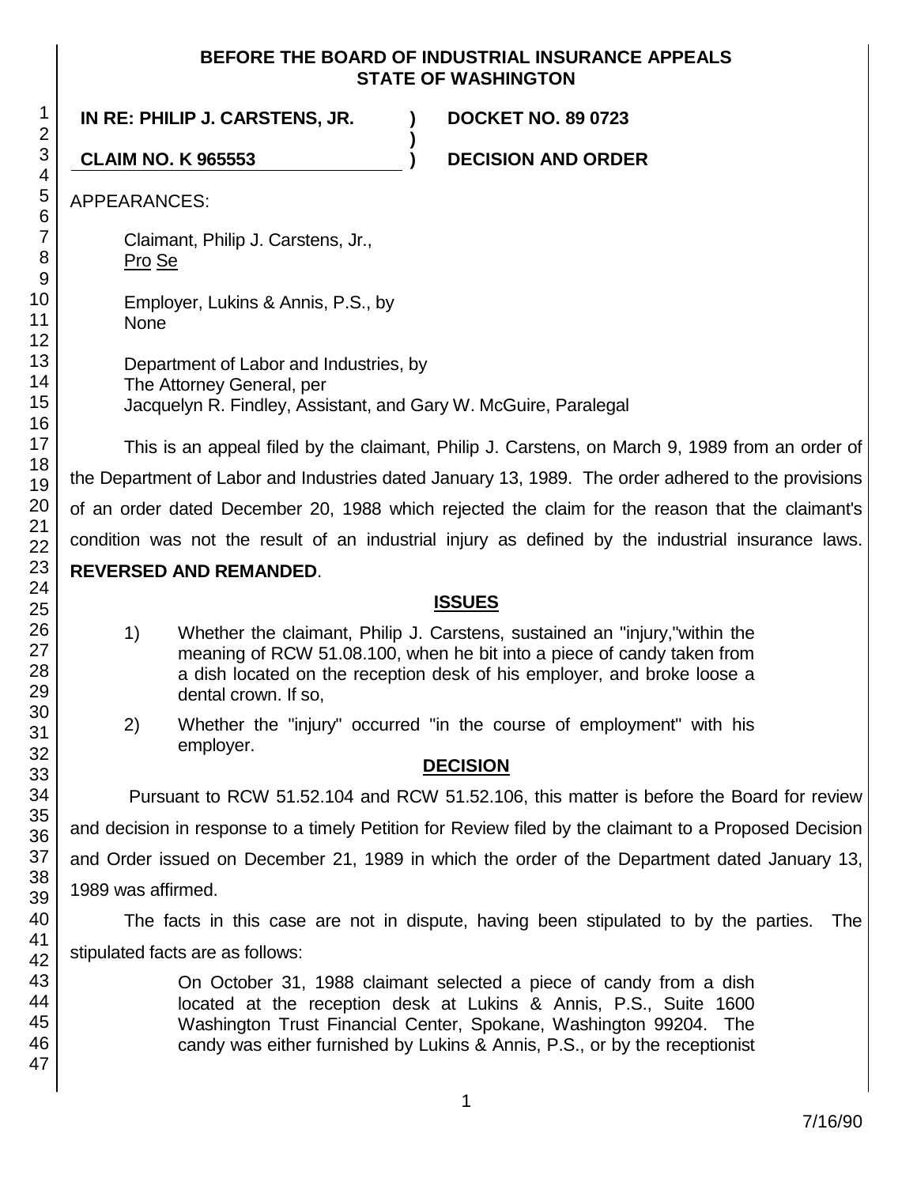**BEFORE THE BOARD OF INDUSTRIAL INSURANCE APPEALS**
**STATE OF WASHINGTON**

**IN RE: PHILIP J. CARSTENS, JR.** ) **DOCKET NO. 89 0723**
)
**CLAIM NO. K 965553** ) **DECISION AND ORDER**

APPEARANCES:

Claimant, Philip J. Carstens, Jr.,
Pro Se

Employer, Lukins & Annis, P.S., by
None

Department of Labor and Industries, by
The Attorney General, per
Jacquelyn R. Findley, Assistant, and Gary W. McGuire, Paralegal

This is an appeal filed by the claimant, Philip J. Carstens, on March 9, 1989 from an order of the Department of Labor and Industries dated January 13, 1989. The order adhered to the provisions of an order dated December 20, 1988 which rejected the claim for the reason that the claimant's condition was not the result of an industrial injury as defined by the industrial insurance laws. **REVERSED AND REMANDED**.

## ISSUES

1) Whether the claimant, Philip J. Carstens, sustained an "injury,"within the meaning of RCW 51.08.100, when he bit into a piece of candy taken from a dish located on the reception desk of his employer, and broke loose a dental crown. If so,

2) Whether the "injury" occurred "in the course of employment" with his employer.

## DECISION

Pursuant to RCW 51.52.104 and RCW 51.52.106, this matter is before the Board for review and decision in response to a timely Petition for Review filed by the claimant to a Proposed Decision and Order issued on December 21, 1989 in which the order of the Department dated January 13, 1989 was affirmed.

The facts in this case are not in dispute, having been stipulated to by the parties. The stipulated facts are as follows:

> On October 31, 1988 claimant selected a piece of candy from a dish located at the reception desk at Lukins & Annis, P.S., Suite 1600 Washington Trust Financial Center, Spokane, Washington 99204. The candy was either furnished by Lukins & Annis, P.S., or by the receptionist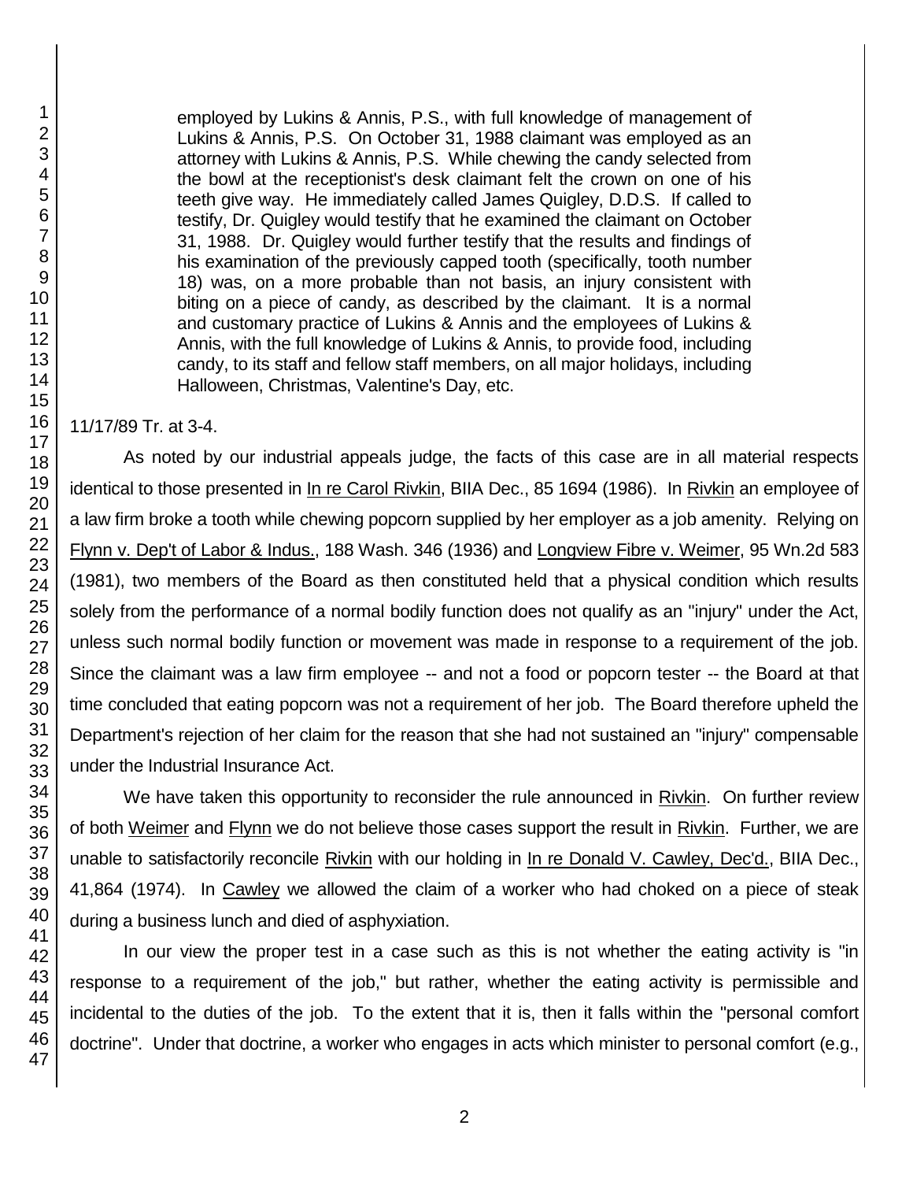> employed by Lukins & Annis, P.S., with full knowledge of management of Lukins & Annis, P.S. On October 31, 1988 claimant was employed as an attorney with Lukins & Annis, P.S. While chewing the candy selected from the bowl at the receptionist's desk claimant felt the crown on one of his teeth give way. He immediately called James Quigley, D.D.S. If called to testify, Dr. Quigley would testify that he examined the claimant on October 31, 1988. Dr. Quigley would further testify that the results and findings of his examination of the previously capped tooth (specifically, tooth number 18) was, on a more probable than not basis, an injury consistent with biting on a piece of candy, as described by the claimant. It is a normal and customary practice of Lukins & Annis and the employees of Lukins & Annis, with the full knowledge of Lukins & Annis, to provide food, including candy, to its staff and fellow staff members, on all major holidays, including Halloween, Christmas, Valentine's Day, etc.

11/17/89 Tr. at 3-4.

As noted by our industrial appeals judge, the facts of this case are in all material respects identical to those presented in In re Carol Rivkin, BIIA Dec., 85 1694 (1986). In Rivkin an employee of a law firm broke a tooth while chewing popcorn supplied by her employer as a job amenity. Relying on Flynn v. Dep't of Labor & Indus., 188 Wash. 346 (1936) and Longview Fibre v. Weimer, 95 Wn.2d 583 (1981), two members of the Board as then constituted held that a physical condition which results solely from the performance of a normal bodily function does not qualify as an "injury" under the Act, unless such normal bodily function or movement was made in response to a requirement of the job. Since the claimant was a law firm employee -- and not a food or popcorn tester -- the Board at that time concluded that eating popcorn was not a requirement of her job. The Board therefore upheld the Department's rejection of her claim for the reason that she had not sustained an "injury" compensable under the Industrial Insurance Act.

We have taken this opportunity to reconsider the rule announced in Rivkin. On further review of both Weimer and Flynn we do not believe those cases support the result in Rivkin. Further, we are unable to satisfactorily reconcile Rivkin with our holding in In re Donald V. Cawley, Dec'd., BIIA Dec., 41,864 (1974). In Cawley we allowed the claim of a worker who had choked on a piece of steak during a business lunch and died of asphyxiation.

In our view the proper test in a case such as this is not whether the eating activity is "in response to a requirement of the job," but rather, whether the eating activity is permissible and incidental to the duties of the job. To the extent that it is, then it falls within the "personal comfort doctrine". Under that doctrine, a worker who engages in acts which minister to personal comfort (e.g.,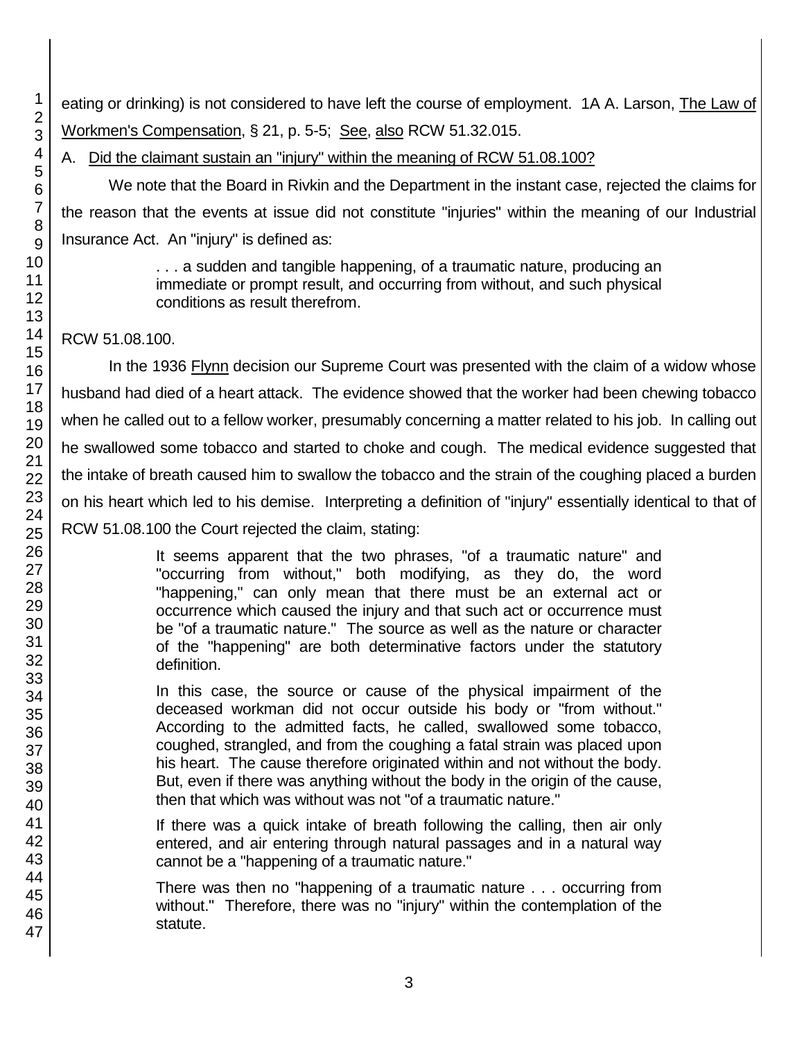eating or drinking) is not considered to have left the course of employment. 1A A. Larson, The Law of Workmen's Compensation, § 21, p. 5-5; See, also RCW 51.32.015.

A. Did the claimant sustain an "injury" within the meaning of RCW 51.08.100?

We note that the Board in Rivkin and the Department in the instant case, rejected the claims for the reason that the events at issue did not constitute "injuries" within the meaning of our Industrial Insurance Act. An "injury" is defined as:

> . . . a sudden and tangible happening, of a traumatic nature, producing an immediate or prompt result, and occurring from without, and such physical conditions as result therefrom.

RCW 51.08.100.

In the 1936 Flynn decision our Supreme Court was presented with the claim of a widow whose husband had died of a heart attack. The evidence showed that the worker had been chewing tobacco when he called out to a fellow worker, presumably concerning a matter related to his job. In calling out he swallowed some tobacco and started to choke and cough. The medical evidence suggested that the intake of breath caused him to swallow the tobacco and the strain of the coughing placed a burden on his heart which led to his demise. Interpreting a definition of "injury" essentially identical to that of RCW 51.08.100 the Court rejected the claim, stating:

> It seems apparent that the two phrases, "of a traumatic nature" and "occurring from without," both modifying, as they do, the word "happening," can only mean that there must be an external act or occurrence which caused the injury and that such act or occurrence must be "of a traumatic nature." The source as well as the nature or character of the "happening" are both determinative factors under the statutory definition.
>
> In this case, the source or cause of the physical impairment of the deceased workman did not occur outside his body or "from without." According to the admitted facts, he called, swallowed some tobacco, coughed, strangled, and from the coughing a fatal strain was placed upon his heart. The cause therefore originated within and not without the body. But, even if there was anything without the body in the origin of the cause, then that which was without was not "of a traumatic nature."
>
> If there was a quick intake of breath following the calling, then air only entered, and air entering through natural passages and in a natural way cannot be a "happening of a traumatic nature."
>
> There was then no "happening of a traumatic nature . . . occurring from without." Therefore, there was no "injury" within the contemplation of the statute.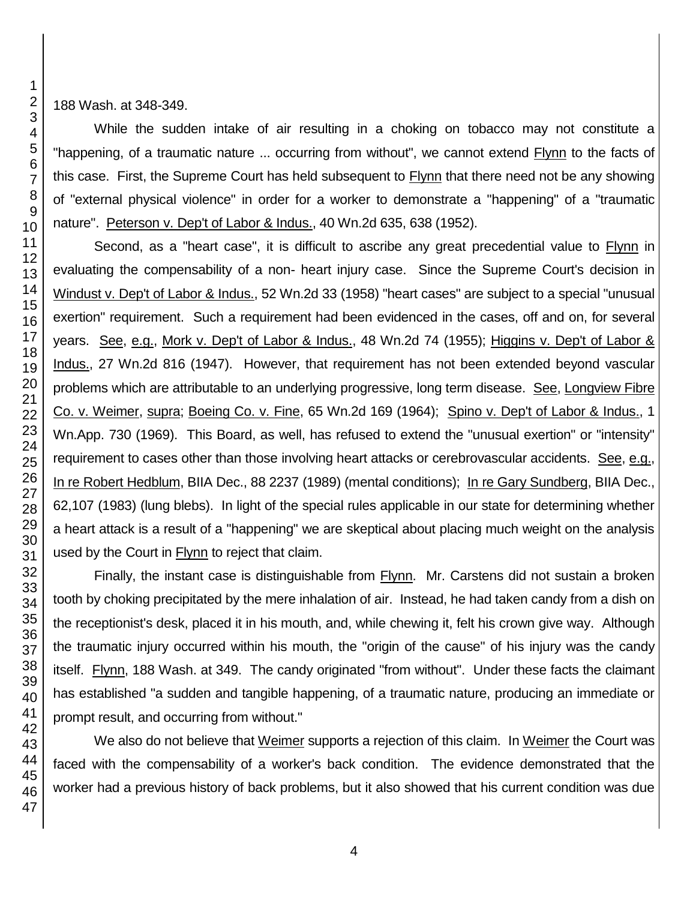188 Wash. at 348-349.

While the sudden intake of air resulting in a choking on tobacco may not constitute a "happening, of a traumatic nature ... occurring from without", we cannot extend Flynn to the facts of this case. First, the Supreme Court has held subsequent to Flynn that there need not be any showing of "external physical violence" in order for a worker to demonstrate a "happening" of a "traumatic nature". Peterson v. Dep't of Labor & Indus., 40 Wn.2d 635, 638 (1952).

Second, as a "heart case", it is difficult to ascribe any great precedential value to Flynn in evaluating the compensability of a non- heart injury case. Since the Supreme Court's decision in Windust v. Dep't of Labor & Indus., 52 Wn.2d 33 (1958) "heart cases" are subject to a special "unusual exertion" requirement. Such a requirement had been evidenced in the cases, off and on, for several years. See, e.g., Mork v. Dep't of Labor & Indus., 48 Wn.2d 74 (1955); Higgins v. Dep't of Labor & Indus., 27 Wn.2d 816 (1947). However, that requirement has not been extended beyond vascular problems which are attributable to an underlying progressive, long term disease. See, Longview Fibre Co. v. Weimer, supra; Boeing Co. v. Fine, 65 Wn.2d 169 (1964); Spino v. Dep't of Labor & Indus., 1 Wn.App. 730 (1969). This Board, as well, has refused to extend the "unusual exertion" or "intensity" requirement to cases other than those involving heart attacks or cerebrovascular accidents. See, e.g., In re Robert Hedblum, BIIA Dec., 88 2237 (1989) (mental conditions); In re Gary Sundberg, BIIA Dec., 62,107 (1983) (lung blebs). In light of the special rules applicable in our state for determining whether a heart attack is a result of a "happening" we are skeptical about placing much weight on the analysis used by the Court in Flynn to reject that claim.

Finally, the instant case is distinguishable from Flynn. Mr. Carstens did not sustain a broken tooth by choking precipitated by the mere inhalation of air. Instead, he had taken candy from a dish on the receptionist's desk, placed it in his mouth, and, while chewing it, felt his crown give way. Although the traumatic injury occurred within his mouth, the "origin of the cause" of his injury was the candy itself. Flynn, 188 Wash. at 349. The candy originated "from without". Under these facts the claimant has established "a sudden and tangible happening, of a traumatic nature, producing an immediate or prompt result, and occurring from without."

We also do not believe that Weimer supports a rejection of this claim. In Weimer the Court was faced with the compensability of a worker's back condition. The evidence demonstrated that the worker had a previous history of back problems, but it also showed that his current condition was due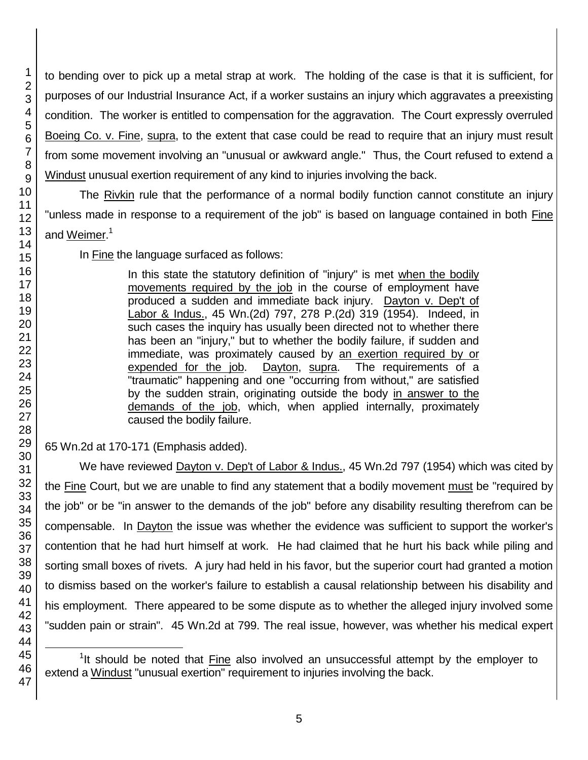to bending over to pick up a metal strap at work. The holding of the case is that it is sufficient, for purposes of our Industrial Insurance Act, if a worker sustains an injury which aggravates a preexisting condition. The worker is entitled to compensation for the aggravation. The Court expressly overruled Boeing Co. v. Fine, supra, to the extent that case could be read to require that an injury must result from some movement involving an "unusual or awkward angle." Thus, the Court refused to extend a Windust unusual exertion requirement of any kind to injuries involving the back.

The Rivkin rule that the performance of a normal bodily function cannot constitute an injury "unless made in response to a requirement of the job" is based on language contained in both Fine and Weimer.[1]

In Fine the language surfaced as follows:

> In this state the statutory definition of "injury" is met when the bodily movements required by the job in the course of employment have produced a sudden and immediate back injury. Dayton v. Dep't of Labor & Indus., 45 Wn.(2d) 797, 278 P.(2d) 319 (1954). Indeed, in such cases the inquiry has usually been directed not to whether there has been an "injury," but to whether the bodily failure, if sudden and immediate, was proximately caused by an exertion required by or expended for the job. Dayton, supra. The requirements of a "traumatic" happening and one "occurring from without," are satisfied by the sudden strain, originating outside the body in answer to the demands of the job, which, when applied internally, proximately caused the bodily failure.

65 Wn.2d at 170-171 (Emphasis added).

We have reviewed Dayton v. Dep't of Labor & Indus., 45 Wn.2d 797 (1954) which was cited by the Fine Court, but we are unable to find any statement that a bodily movement must be "required by the job" or be "in answer to the demands of the job" before any disability resulting therefrom can be compensable. In Dayton the issue was whether the evidence was sufficient to support the worker's contention that he had hurt himself at work. He had claimed that he hurt his back while piling and sorting small boxes of rivets. A jury had held in his favor, but the superior court had granted a motion to dismiss based on the worker's failure to establish a causal relationship between his disability and his employment. There appeared to be some dispute as to whether the alleged injury involved some "sudden pain or strain". 45 Wn.2d at 799. The real issue, however, was whether his medical expert

[1] It should be noted that Fine also involved an unsuccessful attempt by the employer to extend a Windust "unusual exertion" requirement to injuries involving the back.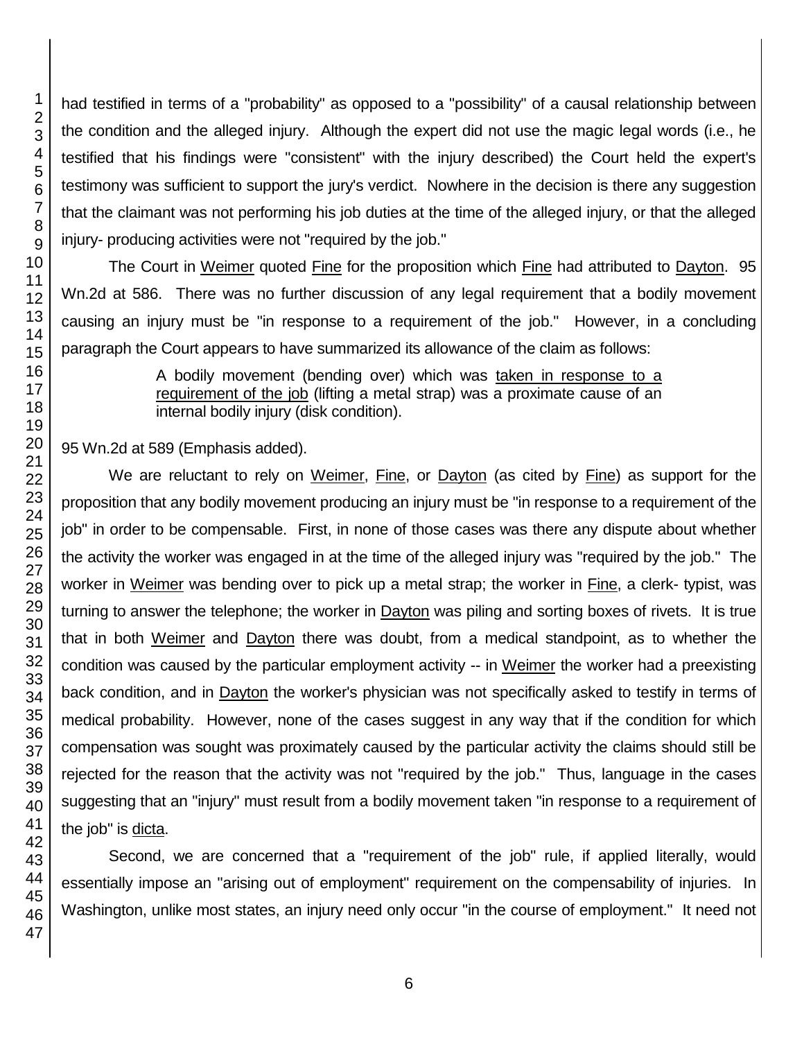had testified in terms of a "probability" as opposed to a "possibility" of a causal relationship between the condition and the alleged injury. Although the expert did not use the magic legal words (i.e., he testified that his findings were "consistent" with the injury described) the Court held the expert's testimony was sufficient to support the jury's verdict. Nowhere in the decision is there any suggestion that the claimant was not performing his job duties at the time of the alleged injury, or that the alleged injury- producing activities were not "required by the job."

The Court in Weimer quoted Fine for the proposition which Fine had attributed to Dayton. 95 Wn.2d at 586. There was no further discussion of any legal requirement that a bodily movement causing an injury must be "in response to a requirement of the job." However, in a concluding paragraph the Court appears to have summarized its allowance of the claim as follows:

> A bodily movement (bending over) which was taken in response to a requirement of the job (lifting a metal strap) was a proximate cause of an internal bodily injury (disk condition).

95 Wn.2d at 589 (Emphasis added).

We are reluctant to rely on Weimer, Fine, or Dayton (as cited by Fine) as support for the proposition that any bodily movement producing an injury must be "in response to a requirement of the job" in order to be compensable. First, in none of those cases was there any dispute about whether the activity the worker was engaged in at the time of the alleged injury was "required by the job." The worker in Weimer was bending over to pick up a metal strap; the worker in Fine, a clerk- typist, was turning to answer the telephone; the worker in Dayton was piling and sorting boxes of rivets. It is true that in both Weimer and Dayton there was doubt, from a medical standpoint, as to whether the condition was caused by the particular employment activity -- in Weimer the worker had a preexisting back condition, and in Dayton the worker's physician was not specifically asked to testify in terms of medical probability. However, none of the cases suggest in any way that if the condition for which compensation was sought was proximately caused by the particular activity the claims should still be rejected for the reason that the activity was not "required by the job." Thus, language in the cases suggesting that an "injury" must result from a bodily movement taken "in response to a requirement of the job" is dicta.

Second, we are concerned that a "requirement of the job" rule, if applied literally, would essentially impose an "arising out of employment" requirement on the compensability of injuries. In Washington, unlike most states, an injury need only occur "in the course of employment." It need not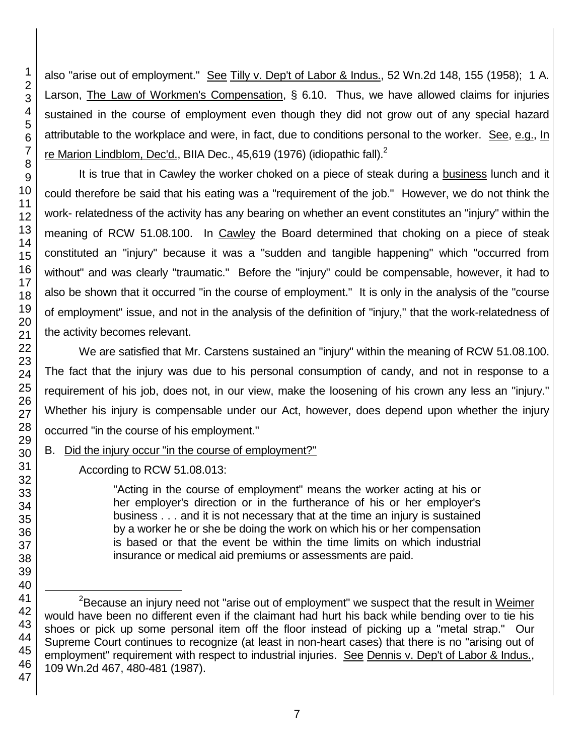also "arise out of employment." See Tilly v. Dep't of Labor & Indus., 52 Wn.2d 148, 155 (1958); 1 A. Larson, The Law of Workmen's Compensation, § 6.10. Thus, we have allowed claims for injuries sustained in the course of employment even though they did not grow out of any special hazard attributable to the workplace and were, in fact, due to conditions personal to the worker. See, e.g., In re Marion Lindblom, Dec'd., BIIA Dec., 45,619 (1976) (idiopathic fall).[2]

It is true that in Cawley the worker choked on a piece of steak during a business lunch and it could therefore be said that his eating was a "requirement of the job." However, we do not think the work- relatedness of the activity has any bearing on whether an event constitutes an "injury" within the meaning of RCW 51.08.100. In Cawley the Board determined that choking on a piece of steak constituted an "injury" because it was a "sudden and tangible happening" which "occurred from without" and was clearly "traumatic." Before the "injury" could be compensable, however, it had to also be shown that it occurred "in the course of employment." It is only in the analysis of the "course of employment" issue, and not in the analysis of the definition of "injury," that the work-relatedness of the activity becomes relevant.

We are satisfied that Mr. Carstens sustained an "injury" within the meaning of RCW 51.08.100. The fact that the injury was due to his personal consumption of candy, and not in response to a requirement of his job, does not, in our view, make the loosening of his crown any less an "injury." Whether his injury is compensable under our Act, however, does depend upon whether the injury occurred "in the course of his employment."

B. Did the injury occur "in the course of employment?"

According to RCW 51.08.013:

> "Acting in the course of employment" means the worker acting at his or her employer's direction or in the furtherance of his or her employer's business . . . and it is not necessary that at the time an injury is sustained by a worker he or she be doing the work on which his or her compensation is based or that the event be within the time limits on which industrial insurance or medical aid premiums or assessments are paid.

---

[2] Because an injury need not "arise out of employment" we suspect that the result in Weimer would have been no different even if the claimant had hurt his back while bending over to tie his shoes or pick up some personal item off the floor instead of picking up a "metal strap." Our Supreme Court continues to recognize (at least in non-heart cases) that there is no "arising out of employment" requirement with respect to industrial injuries. See Dennis v. Dep't of Labor & Indus., 109 Wn.2d 467, 480-481 (1987).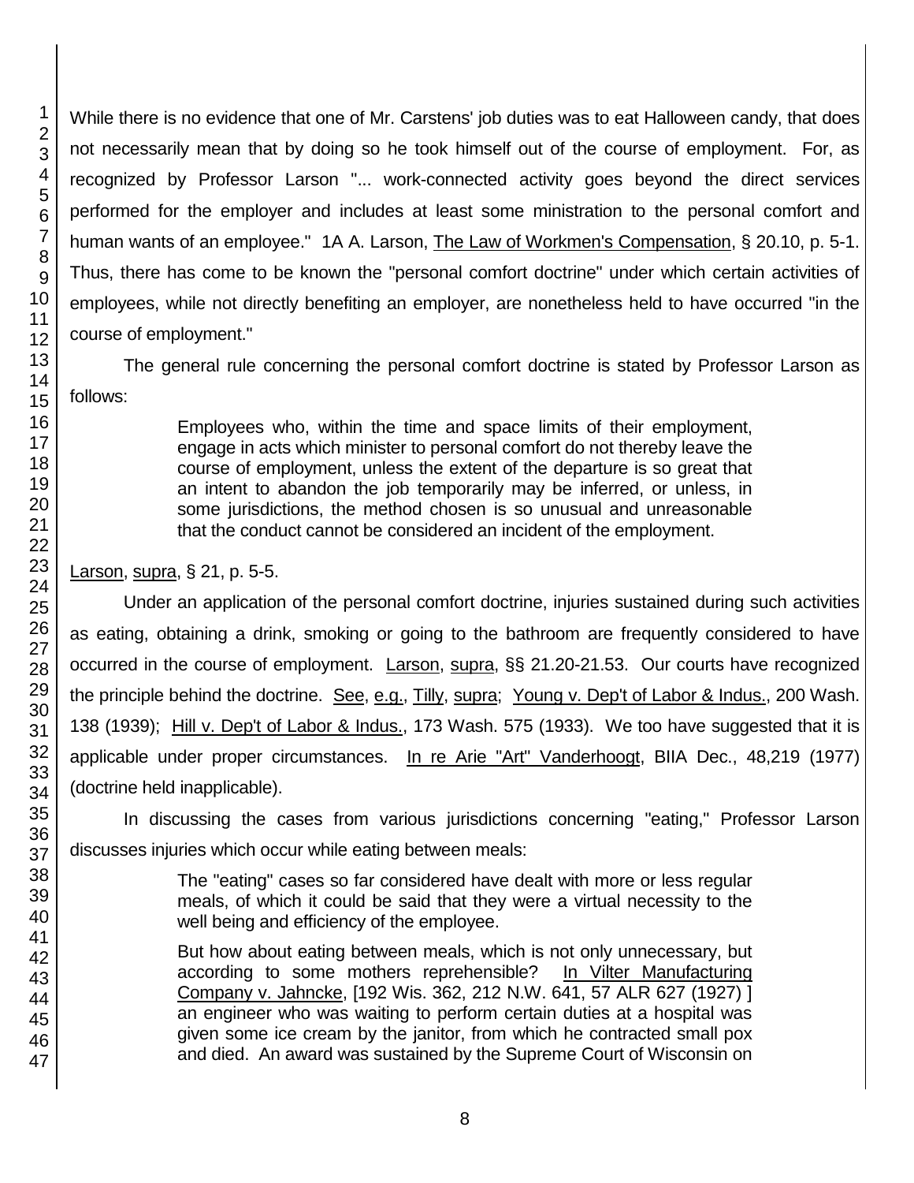While there is no evidence that one of Mr. Carstens' job duties was to eat Halloween candy, that does not necessarily mean that by doing so he took himself out of the course of employment. For, as recognized by Professor Larson "... work-connected activity goes beyond the direct services performed for the employer and includes at least some ministration to the personal comfort and human wants of an employee." 1A A. Larson, The Law of Workmen's Compensation, § 20.10, p. 5-1. Thus, there has come to be known the "personal comfort doctrine" under which certain activities of employees, while not directly benefiting an employer, are nonetheless held to have occurred "in the course of employment."

The general rule concerning the personal comfort doctrine is stated by Professor Larson as follows:

> Employees who, within the time and space limits of their employment, engage in acts which minister to personal comfort do not thereby leave the course of employment, unless the extent of the departure is so great that an intent to abandon the job temporarily may be inferred, or unless, in some jurisdictions, the method chosen is so unusual and unreasonable that the conduct cannot be considered an incident of the employment.

Larson, supra, § 21, p. 5-5.

Under an application of the personal comfort doctrine, injuries sustained during such activities as eating, obtaining a drink, smoking or going to the bathroom are frequently considered to have occurred in the course of employment. Larson, supra, §§ 21.20-21.53. Our courts have recognized the principle behind the doctrine. See, e.g., Tilly, supra; Young v. Dep't of Labor & Indus., 200 Wash. 138 (1939); Hill v. Dep't of Labor & Indus., 173 Wash. 575 (1933). We too have suggested that it is applicable under proper circumstances. In re Arie "Art" Vanderhoogt, BIIA Dec., 48,219 (1977) (doctrine held inapplicable).

In discussing the cases from various jurisdictions concerning "eating," Professor Larson discusses injuries which occur while eating between meals:

> The "eating" cases so far considered have dealt with more or less regular meals, of which it could be said that they were a virtual necessity to the well being and efficiency of the employee.
>
> But how about eating between meals, which is not only unnecessary, but according to some mothers reprehensible? In Vilter Manufacturing Company v. Jahncke, [192 Wis. 362, 212 N.W. 641, 57 ALR 627 (1927) ] an engineer who was waiting to perform certain duties at a hospital was given some ice cream by the janitor, from which he contracted small pox and died. An award was sustained by the Supreme Court of Wisconsin on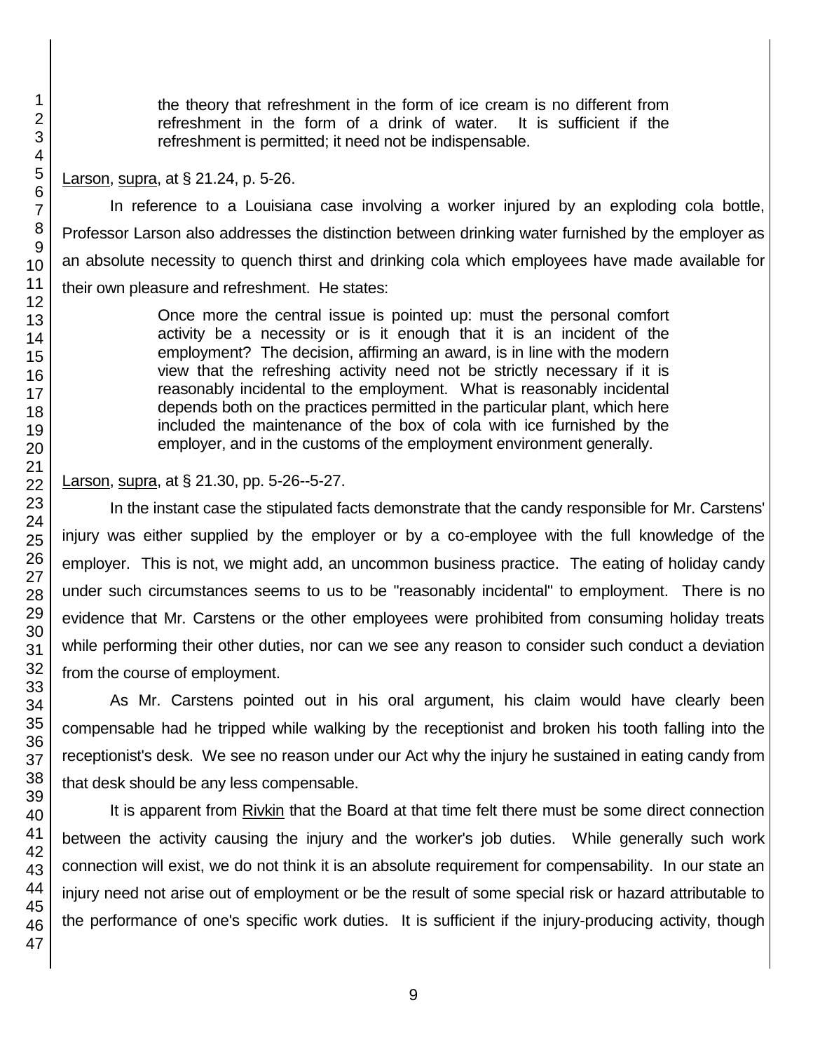> the theory that refreshment in the form of ice cream is no different from refreshment in the form of a drink of water. It is sufficient if the refreshment is permitted; it need not be indispensable.

Larson, supra, at § 21.24, p. 5-26.

In reference to a Louisiana case involving a worker injured by an exploding cola bottle, Professor Larson also addresses the distinction between drinking water furnished by the employer as an absolute necessity to quench thirst and drinking cola which employees have made available for their own pleasure and refreshment. He states:

> Once more the central issue is pointed up: must the personal comfort activity be a necessity or is it enough that it is an incident of the employment? The decision, affirming an award, is in line with the modern view that the refreshing activity need not be strictly necessary if it is reasonably incidental to the employment. What is reasonably incidental depends both on the practices permitted in the particular plant, which here included the maintenance of the box of cola with ice furnished by the employer, and in the customs of the employment environment generally.

Larson, supra, at § 21.30, pp. 5-26--5-27.

In the instant case the stipulated facts demonstrate that the candy responsible for Mr. Carstens' injury was either supplied by the employer or by a co-employee with the full knowledge of the employer. This is not, we might add, an uncommon business practice. The eating of holiday candy under such circumstances seems to us to be "reasonably incidental" to employment. There is no evidence that Mr. Carstens or the other employees were prohibited from consuming holiday treats while performing their other duties, nor can we see any reason to consider such conduct a deviation from the course of employment.

As Mr. Carstens pointed out in his oral argument, his claim would have clearly been compensable had he tripped while walking by the receptionist and broken his tooth falling into the receptionist's desk. We see no reason under our Act why the injury he sustained in eating candy from that desk should be any less compensable.

It is apparent from Rivkin that the Board at that time felt there must be some direct connection between the activity causing the injury and the worker's job duties. While generally such work connection will exist, we do not think it is an absolute requirement for compensability. In our state an injury need not arise out of employment or be the result of some special risk or hazard attributable to the performance of one's specific work duties. It is sufficient if the injury-producing activity, though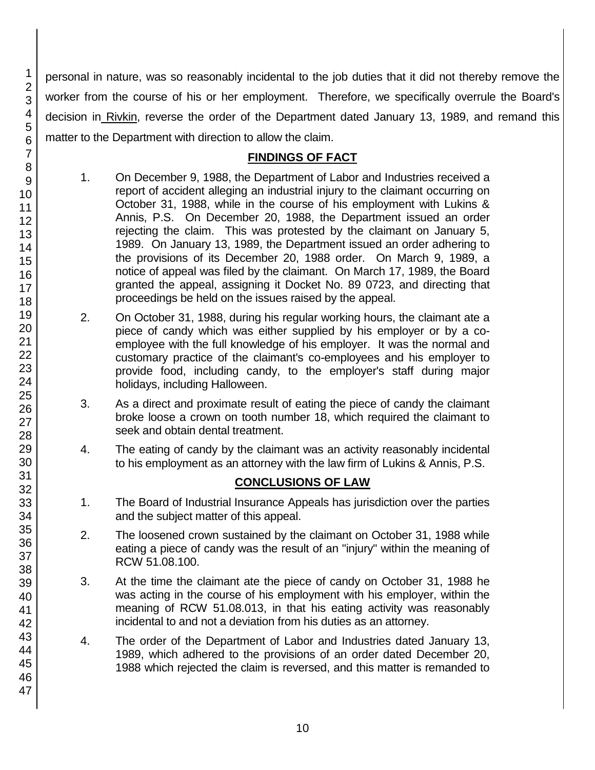personal in nature, was so reasonably incidental to the job duties that it did not thereby remove the worker from the course of his or her employment. Therefore, we specifically overrule the Board's decision in Rivkin, reverse the order of the Department dated January 13, 1989, and remand this matter to the Department with direction to allow the claim.

## FINDINGS OF FACT

1. On December 9, 1988, the Department of Labor and Industries received a report of accident alleging an industrial injury to the claimant occurring on October 31, 1988, while in the course of his employment with Lukins & Annis, P.S. On December 20, 1988, the Department issued an order rejecting the claim. This was protested by the claimant on January 5, 1989. On January 13, 1989, the Department issued an order adhering to the provisions of its December 20, 1988 order. On March 9, 1989, a notice of appeal was filed by the claimant. On March 17, 1989, the Board granted the appeal, assigning it Docket No. 89 0723, and directing that proceedings be held on the issues raised by the appeal.

2. On October 31, 1988, during his regular working hours, the claimant ate a piece of candy which was either supplied by his employer or by a co-employee with the full knowledge of his employer. It was the normal and customary practice of the claimant's co-employees and his employer to provide food, including candy, to the employer's staff during major holidays, including Halloween.

3. As a direct and proximate result of eating the piece of candy the claimant broke loose a crown on tooth number 18, which required the claimant to seek and obtain dental treatment.

4. The eating of candy by the claimant was an activity reasonably incidental to his employment as an attorney with the law firm of Lukins & Annis, P.S.

## CONCLUSIONS OF LAW

1. The Board of Industrial Insurance Appeals has jurisdiction over the parties and the subject matter of this appeal.

2. The loosened crown sustained by the claimant on October 31, 1988 while eating a piece of candy was the result of an "injury" within the meaning of RCW 51.08.100.

3. At the time the claimant ate the piece of candy on October 31, 1988 he was acting in the course of his employment with his employer, within the meaning of RCW 51.08.013, in that his eating activity was reasonably incidental to and not a deviation from his duties as an attorney.

4. The order of the Department of Labor and Industries dated January 13, 1989, which adhered to the provisions of an order dated December 20, 1988 which rejected the claim is reversed, and this matter is remanded to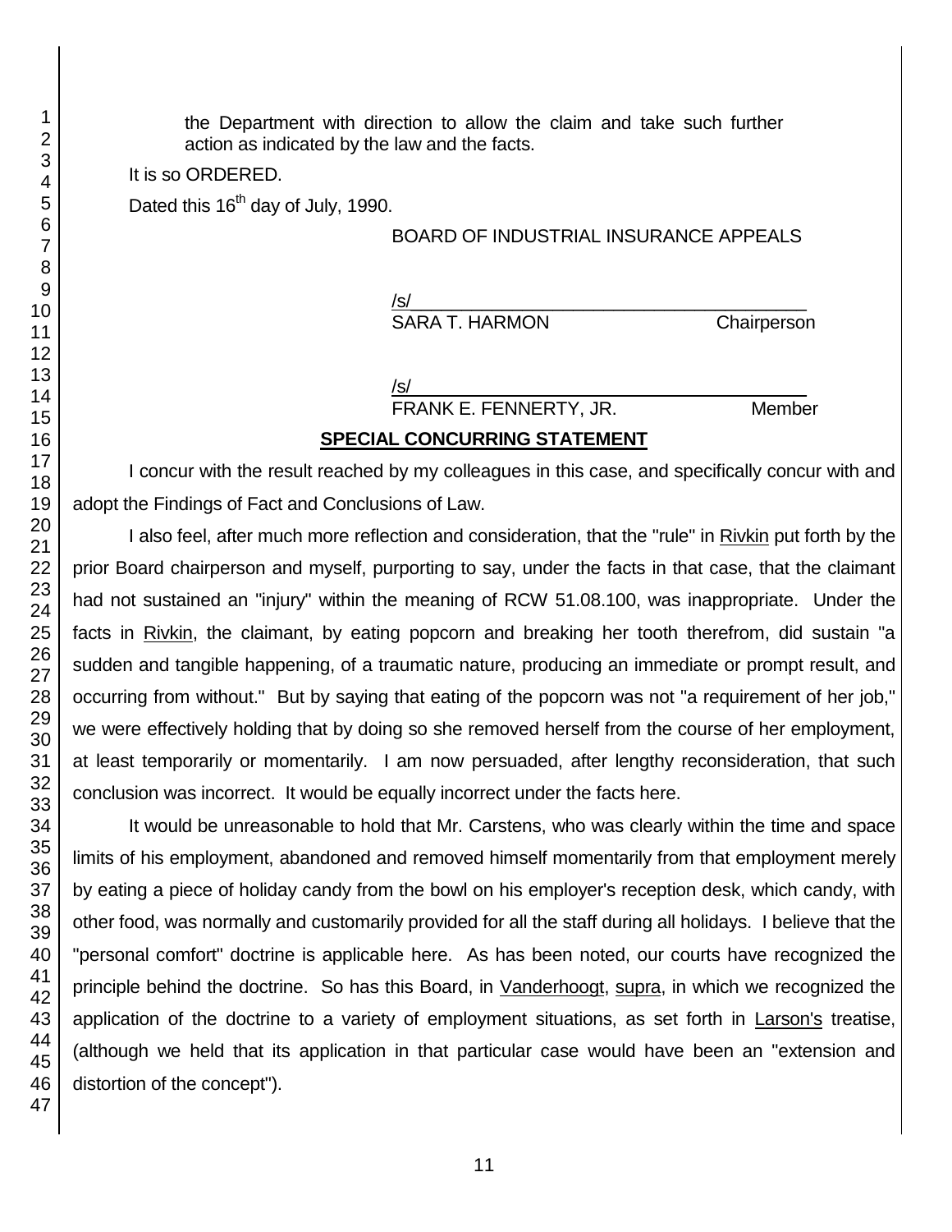the Department with direction to allow the claim and take such further action as indicated by the law and the facts.

It is so ORDERED.

Dated this 16th day of July, 1990.

BOARD OF INDUSTRIAL INSURANCE APPEALS

/s/
SARA T. HARMON Chairperson

/s/
FRANK E. FENNERTY, JR. Member

## SPECIAL CONCURRING STATEMENT

I concur with the result reached by my colleagues in this case, and specifically concur with and adopt the Findings of Fact and Conclusions of Law.

I also feel, after much more reflection and consideration, that the "rule" in Rivkin put forth by the prior Board chairperson and myself, purporting to say, under the facts in that case, that the claimant had not sustained an "injury" within the meaning of RCW 51.08.100, was inappropriate. Under the facts in Rivkin, the claimant, by eating popcorn and breaking her tooth therefrom, did sustain "a sudden and tangible happening, of a traumatic nature, producing an immediate or prompt result, and occurring from without." But by saying that eating of the popcorn was not "a requirement of her job," we were effectively holding that by doing so she removed herself from the course of her employment, at least temporarily or momentarily. I am now persuaded, after lengthy reconsideration, that such conclusion was incorrect. It would be equally incorrect under the facts here.

It would be unreasonable to hold that Mr. Carstens, who was clearly within the time and space limits of his employment, abandoned and removed himself momentarily from that employment merely by eating a piece of holiday candy from the bowl on his employer's reception desk, which candy, with other food, was normally and customarily provided for all the staff during all holidays. I believe that the "personal comfort" doctrine is applicable here. As has been noted, our courts have recognized the principle behind the doctrine. So has this Board, in Vanderhoogt, supra, in which we recognized the application of the doctrine to a variety of employment situations, as set forth in Larson's treatise, (although we held that its application in that particular case would have been an "extension and distortion of the concept").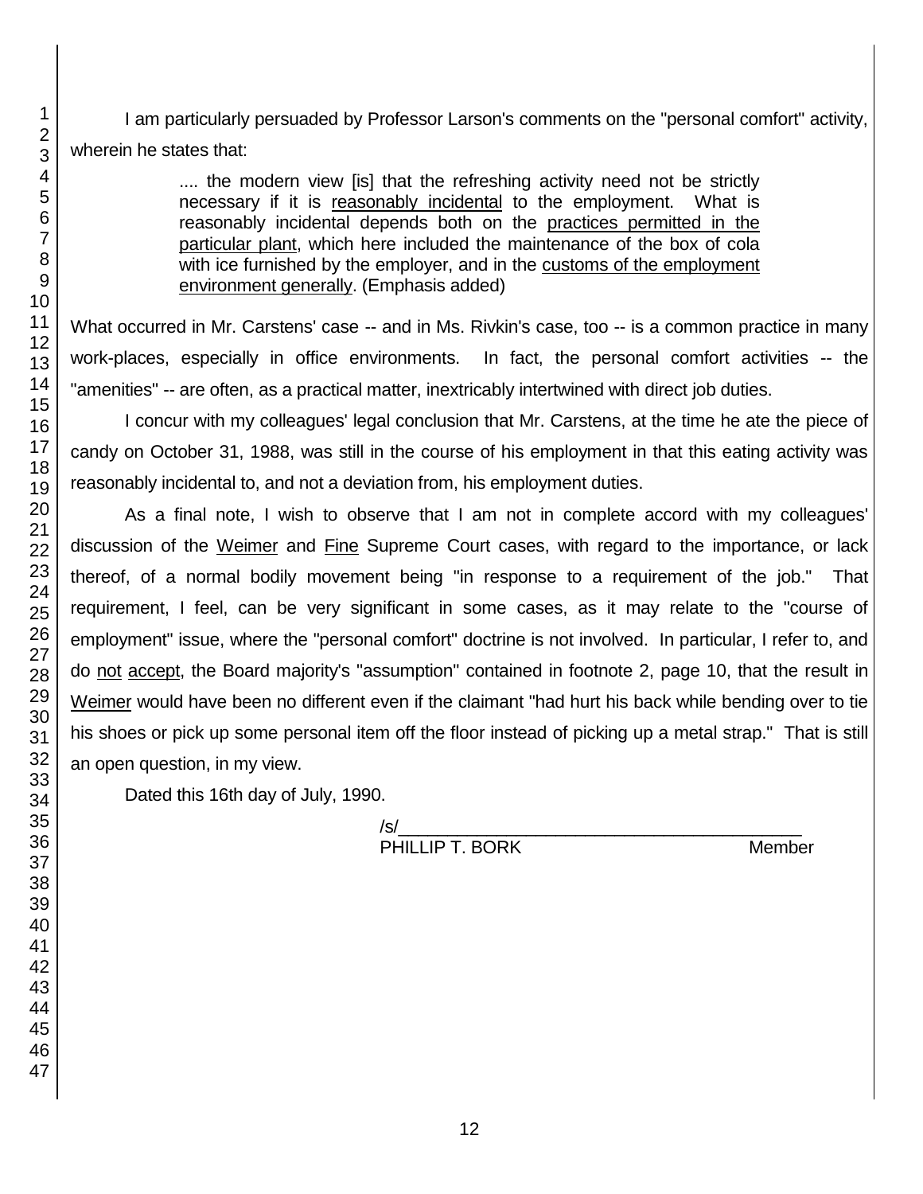I am particularly persuaded by Professor Larson's comments on the "personal comfort" activity, wherein he states that:

> .... the modern view [is] that the refreshing activity need not be strictly necessary if it is reasonably incidental to the employment. What is reasonably incidental depends both on the practices permitted in the particular plant, which here included the maintenance of the box of cola with ice furnished by the employer, and in the customs of the employment environment generally. (Emphasis added)

What occurred in Mr. Carstens' case -- and in Ms. Rivkin's case, too -- is a common practice in many work-places, especially in office environments. In fact, the personal comfort activities -- the "amenities" -- are often, as a practical matter, inextricably intertwined with direct job duties.

I concur with my colleagues' legal conclusion that Mr. Carstens, at the time he ate the piece of candy on October 31, 1988, was still in the course of his employment in that this eating activity was reasonably incidental to, and not a deviation from, his employment duties.

As a final note, I wish to observe that I am not in complete accord with my colleagues' discussion of the Weimer and Fine Supreme Court cases, with regard to the importance, or lack thereof, of a normal bodily movement being "in response to a requirement of the job." That requirement, I feel, can be very significant in some cases, as it may relate to the "course of employment" issue, where the "personal comfort" doctrine is not involved. In particular, I refer to, and do not accept, the Board majority's "assumption" contained in footnote 2, page 10, that the result in Weimer would have been no different even if the claimant "had hurt his back while bending over to tie his shoes or pick up some personal item off the floor instead of picking up a metal strap." That is still an open question, in my view.

Dated this 16th day of July, 1990.

/s/\_\_\_\_\_\_\_\_\_\_\_\_\_\_\_\_\_\_\_\_\_\_\_\_\_\_\_\_\_\_\_\_\_\_\_\_\_\_\_\_
PHILLIP T. BORK Member